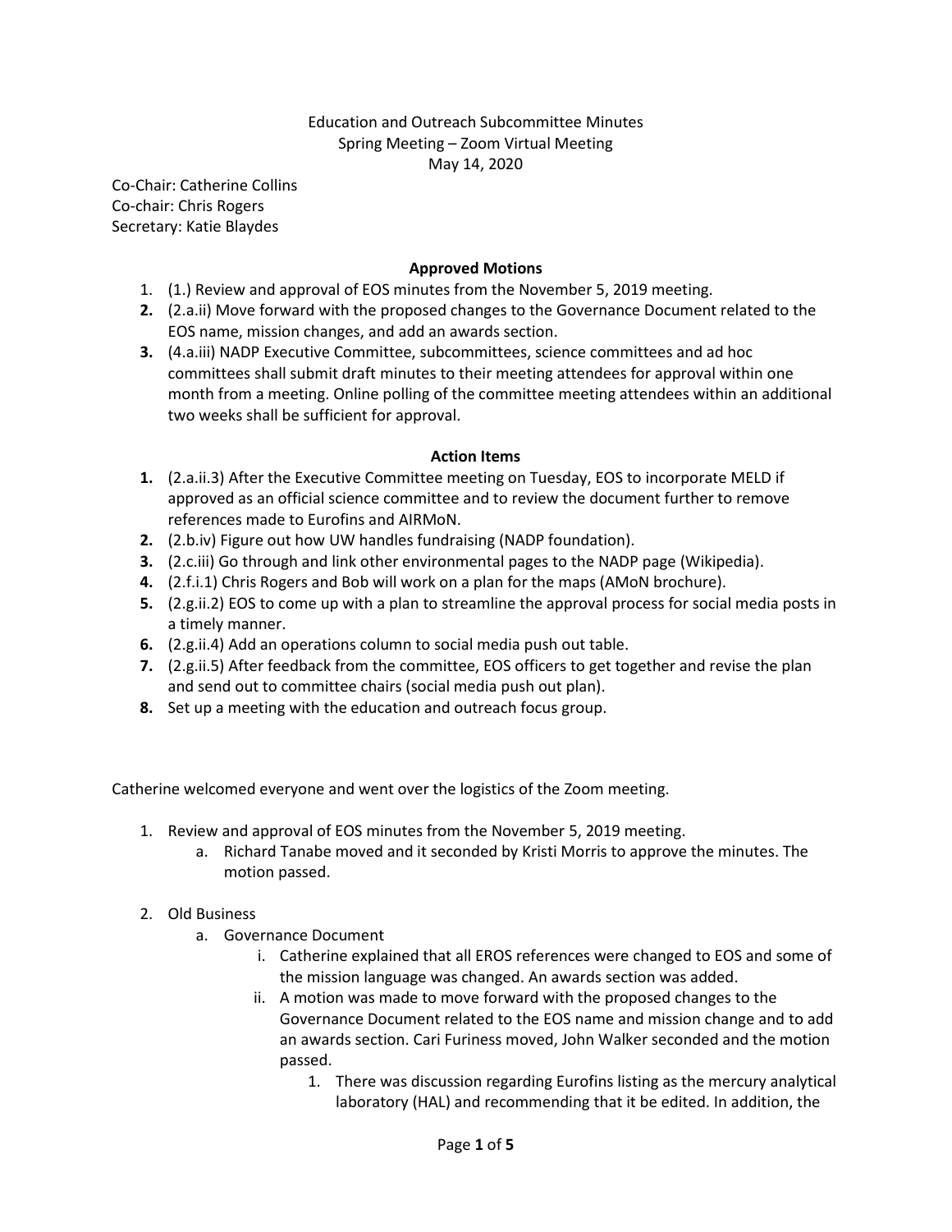Education and Outreach Subcommittee Minutes
Spring Meeting – Zoom Virtual Meeting
May 14, 2020

Co-Chair: Catherine Collins
Co-chair: Chris Rogers
Secretary: Katie Blaydes

**Approved Motions**

1. (1.) Review and approval of EOS minutes from the November 5, 2019 meeting.
2. (2.a.ii) Move forward with the proposed changes to the Governance Document related to the EOS name, mission changes, and add an awards section.
3. (4.a.iii) NADP Executive Committee, subcommittees, science committees and ad hoc committees shall submit draft minutes to their meeting attendees for approval within one month from a meeting. Online polling of the committee meeting attendees within an additional two weeks shall be sufficient for approval.

**Action Items**

1. (2.a.ii.3) After the Executive Committee meeting on Tuesday, EOS to incorporate MELD if approved as an official science committee and to review the document further to remove references made to Eurofins and AIRMoN.
2. (2.b.iv) Figure out how UW handles fundraising (NADP foundation).
3. (2.c.iii) Go through and link other environmental pages to the NADP page (Wikipedia).
4. (2.f.i.1) Chris Rogers and Bob will work on a plan for the maps (AMoN brochure).
5. (2.g.ii.2) EOS to come up with a plan to streamline the approval process for social media posts in a timely manner.
6. (2.g.ii.4) Add an operations column to social media push out table.
7. (2.g.ii.5) After feedback from the committee, EOS officers to get together and revise the plan and send out to committee chairs (social media push out plan).
8. Set up a meeting with the education and outreach focus group.

Catherine welcomed everyone and went over the logistics of the Zoom meeting.

1. Review and approval of EOS minutes from the November 5, 2019 meeting.
   a. Richard Tanabe moved and it seconded by Kristi Morris to approve the minutes. The motion passed.

2. Old Business
   a. Governance Document
      i. Catherine explained that all EROS references were changed to EOS and some of the mission language was changed. An awards section was added.
      ii. A motion was made to move forward with the proposed changes to the Governance Document related to the EOS name and mission change and to add an awards section. Cari Furiness moved, John Walker seconded and the motion passed.
         1. There was discussion regarding Eurofins listing as the mercury analytical laboratory (HAL) and recommending that it be edited. In addition, the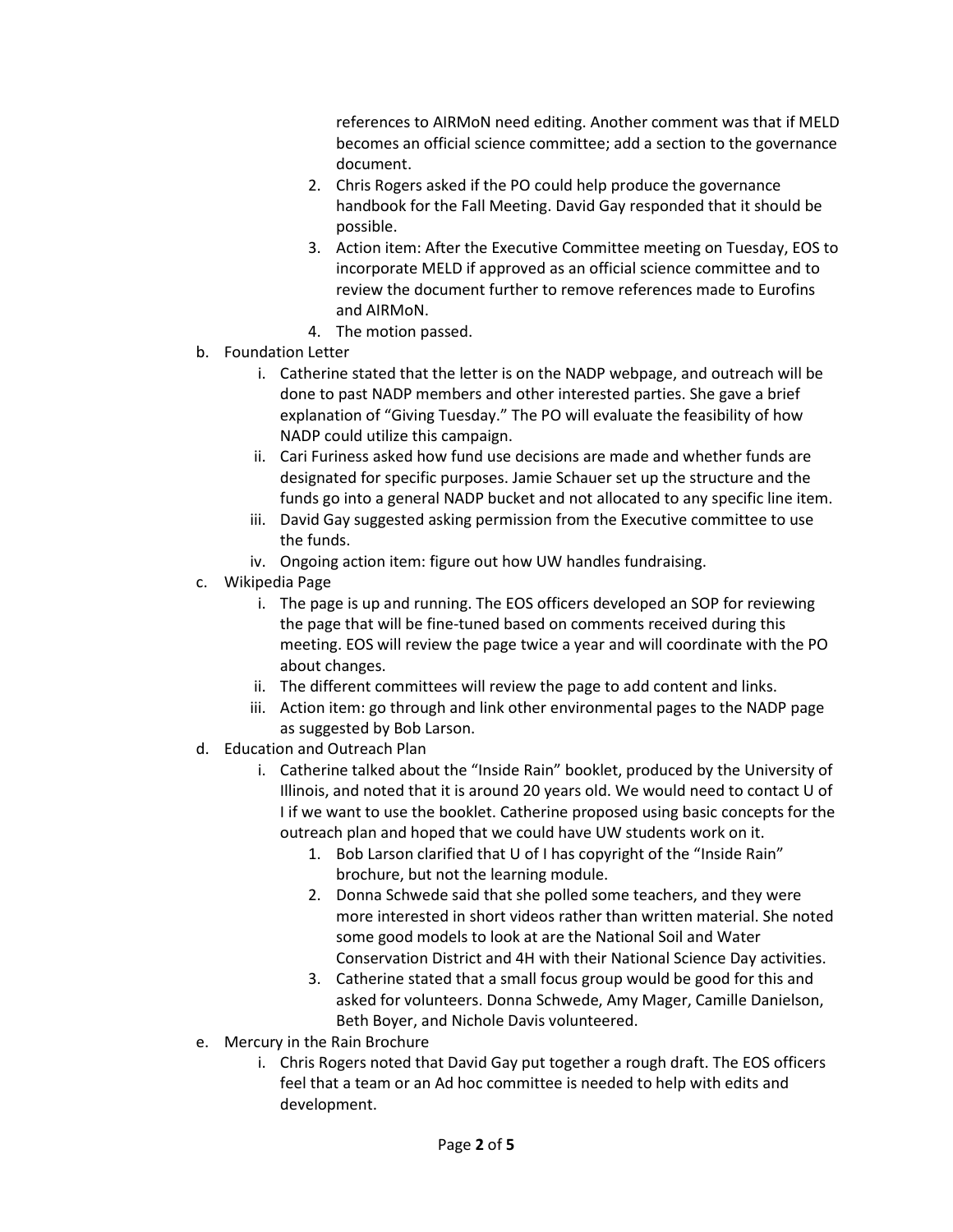references to AIRMoN need editing. Another comment was that if MELD becomes an official science committee; add a section to the governance document.

2. Chris Rogers asked if the PO could help produce the governance handbook for the Fall Meeting. David Gay responded that it should be possible.
3. Action item: After the Executive Committee meeting on Tuesday, EOS to incorporate MELD if approved as an official science committee and to review the document further to remove references made to Eurofins and AIRMoN.
4. The motion passed.

b. Foundation Letter
   i. Catherine stated that the letter is on the NADP webpage, and outreach will be done to past NADP members and other interested parties. She gave a brief explanation of "Giving Tuesday." The PO will evaluate the feasibility of how NADP could utilize this campaign.
   ii. Cari Furiness asked how fund use decisions are made and whether funds are designated for specific purposes. Jamie Schauer set up the structure and the funds go into a general NADP bucket and not allocated to any specific line item.
   iii. David Gay suggested asking permission from the Executive committee to use the funds.
   iv. Ongoing action item: figure out how UW handles fundraising.

c. Wikipedia Page
   i. The page is up and running. The EOS officers developed an SOP for reviewing the page that will be fine-tuned based on comments received during this meeting. EOS will review the page twice a year and will coordinate with the PO about changes.
   ii. The different committees will review the page to add content and links.
   iii. Action item: go through and link other environmental pages to the NADP page as suggested by Bob Larson.

d. Education and Outreach Plan
   i. Catherine talked about the "Inside Rain" booklet, produced by the University of Illinois, and noted that it is around 20 years old. We would need to contact U of I if we want to use the booklet. Catherine proposed using basic concepts for the outreach plan and hoped that we could have UW students work on it.
      1. Bob Larson clarified that U of I has copyright of the "Inside Rain" brochure, but not the learning module.
      2. Donna Schwede said that she polled some teachers, and they were more interested in short videos rather than written material. She noted some good models to look at are the National Soil and Water Conservation District and 4H with their National Science Day activities.
      3. Catherine stated that a small focus group would be good for this and asked for volunteers. Donna Schwede, Amy Mager, Camille Danielson, Beth Boyer, and Nichole Davis volunteered.

e. Mercury in the Rain Brochure
   i. Chris Rogers noted that David Gay put together a rough draft. The EOS officers feel that a team or an Ad hoc committee is needed to help with edits and development.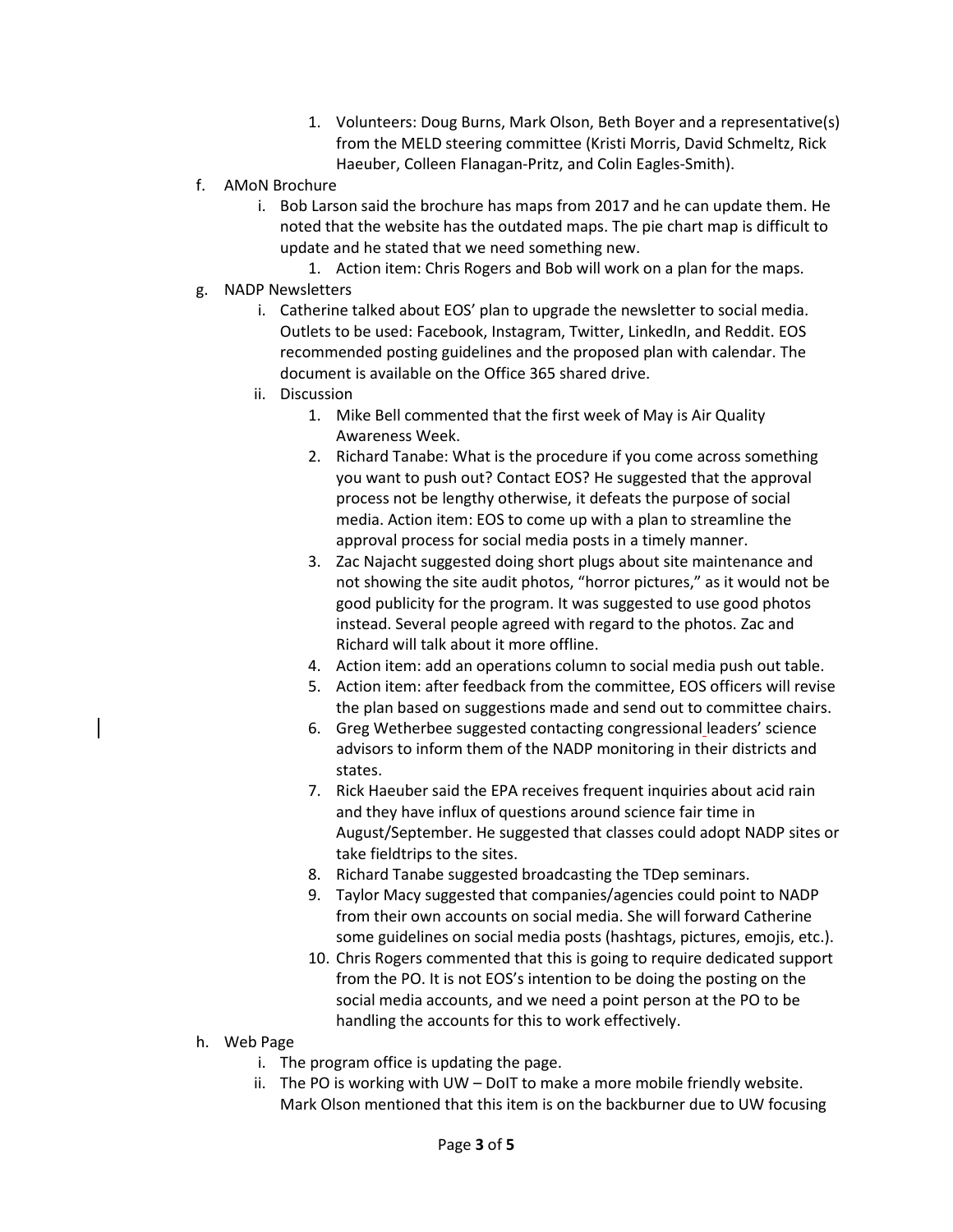1. Volunteers: Doug Burns, Mark Olson, Beth Boyer and a representative(s) from the MELD steering committee (Kristi Morris, David Schmeltz, Rick Haeuber, Colleen Flanagan-Pritz, and Colin Eagles-Smith).

f. AMoN Brochure
   i. Bob Larson said the brochure has maps from 2017 and he can update them. He noted that the website has the outdated maps. The pie chart map is difficult to update and he stated that we need something new.
      1. Action item: Chris Rogers and Bob will work on a plan for the maps.

g. NADP Newsletters
   i. Catherine talked about EOS' plan to upgrade the newsletter to social media. Outlets to be used: Facebook, Instagram, Twitter, LinkedIn, and Reddit. EOS recommended posting guidelines and the proposed plan with calendar. The document is available on the Office 365 shared drive.
   ii. Discussion
      1. Mike Bell commented that the first week of May is Air Quality Awareness Week.
      2. Richard Tanabe: What is the procedure if you come across something you want to push out? Contact EOS? He suggested that the approval process not be lengthy otherwise, it defeats the purpose of social media. Action item: EOS to come up with a plan to streamline the approval process for social media posts in a timely manner.
      3. Zac Najacht suggested doing short plugs about site maintenance and not showing the site audit photos, "horror pictures," as it would not be good publicity for the program. It was suggested to use good photos instead. Several people agreed with regard to the photos. Zac and Richard will talk about it more offline.
      4. Action item: add an operations column to social media push out table.
      5. Action item: after feedback from the committee, EOS officers will revise the plan based on suggestions made and send out to committee chairs.
      6. Greg Wetherbee suggested contacting congressional leaders' science advisors to inform them of the NADP monitoring in their districts and states.
      7. Rick Haeuber said the EPA receives frequent inquiries about acid rain and they have influx of questions around science fair time in August/September. He suggested that classes could adopt NADP sites or take fieldtrips to the sites.
      8. Richard Tanabe suggested broadcasting the TDep seminars.
      9. Taylor Macy suggested that companies/agencies could point to NADP from their own accounts on social media. She will forward Catherine some guidelines on social media posts (hashtags, pictures, emojis, etc.).
      10. Chris Rogers commented that this is going to require dedicated support from the PO. It is not EOS's intention to be doing the posting on the social media accounts, and we need a point person at the PO to be handling the accounts for this to work effectively.

h. Web Page
   i. The program office is updating the page.
   ii. The PO is working with UW – DoIT to make a more mobile friendly website. Mark Olson mentioned that this item is on the backburner due to UW focusing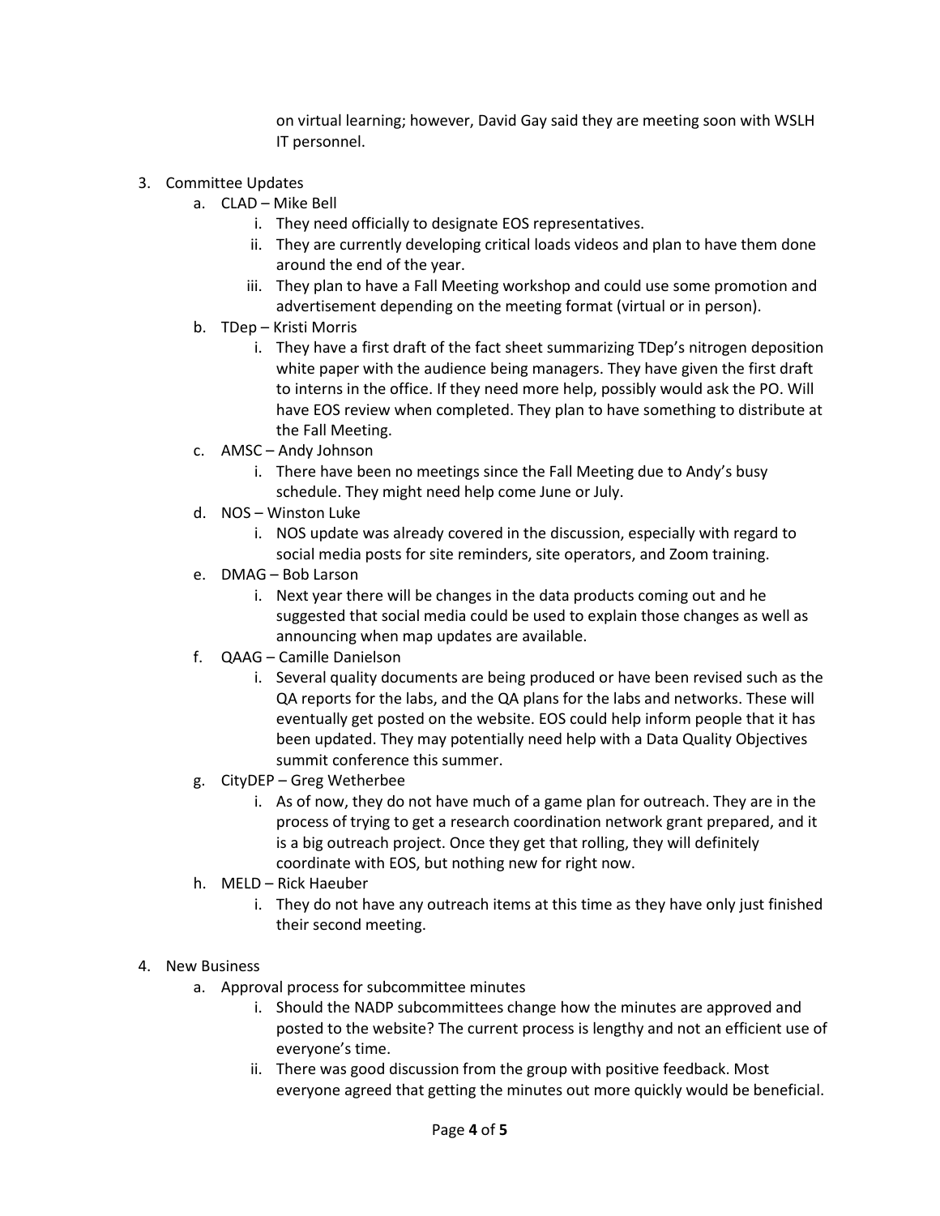on virtual learning; however, David Gay said they are meeting soon with WSLH IT personnel.

3. Committee Updates
   a. CLAD – Mike Bell
      i. They need officially to designate EOS representatives.
      ii. They are currently developing critical loads videos and plan to have them done around the end of the year.
      iii. They plan to have a Fall Meeting workshop and could use some promotion and advertisement depending on the meeting format (virtual or in person).
   b. TDep – Kristi Morris
      i. They have a first draft of the fact sheet summarizing TDep's nitrogen deposition white paper with the audience being managers. They have given the first draft to interns in the office. If they need more help, possibly would ask the PO. Will have EOS review when completed. They plan to have something to distribute at the Fall Meeting.
   c. AMSC – Andy Johnson
      i. There have been no meetings since the Fall Meeting due to Andy's busy schedule. They might need help come June or July.
   d. NOS – Winston Luke
      i. NOS update was already covered in the discussion, especially with regard to social media posts for site reminders, site operators, and Zoom training.
   e. DMAG – Bob Larson
      i. Next year there will be changes in the data products coming out and he suggested that social media could be used to explain those changes as well as announcing when map updates are available.
   f. QAAG – Camille Danielson
      i. Several quality documents are being produced or have been revised such as the QA reports for the labs, and the QA plans for the labs and networks. These will eventually get posted on the website. EOS could help inform people that it has been updated. They may potentially need help with a Data Quality Objectives summit conference this summer.
   g. CityDEP – Greg Wetherbee
      i. As of now, they do not have much of a game plan for outreach. They are in the process of trying to get a research coordination network grant prepared, and it is a big outreach project. Once they get that rolling, they will definitely coordinate with EOS, but nothing new for right now.
   h. MELD – Rick Haeuber
      i. They do not have any outreach items at this time as they have only just finished their second meeting.

4. New Business
   a. Approval process for subcommittee minutes
      i. Should the NADP subcommittees change how the minutes are approved and posted to the website? The current process is lengthy and not an efficient use of everyone's time.
      ii. There was good discussion from the group with positive feedback. Most everyone agreed that getting the minutes out more quickly would be beneficial.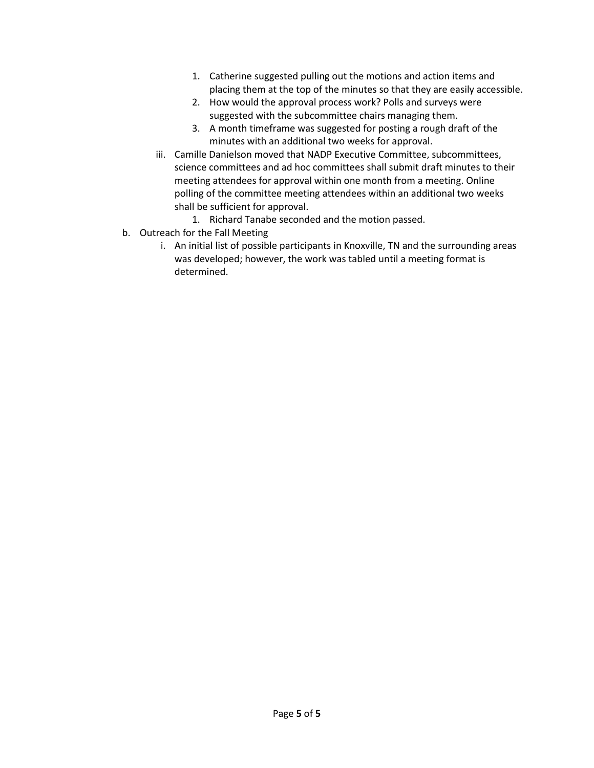1. Catherine suggested pulling out the motions and action items and placing them at the top of the minutes so that they are easily accessible.
2. How would the approval process work? Polls and surveys were suggested with the subcommittee chairs managing them.
3. A month timeframe was suggested for posting a rough draft of the minutes with an additional two weeks for approval.

iii. Camille Danielson moved that NADP Executive Committee, subcommittees, science committees and ad hoc committees shall submit draft minutes to their meeting attendees for approval within one month from a meeting. Online polling of the committee meeting attendees within an additional two weeks shall be sufficient for approval.

1. Richard Tanabe seconded and the motion passed.

b. Outreach for the Fall Meeting

i. An initial list of possible participants in Knoxville, TN and the surrounding areas was developed; however, the work was tabled until a meeting format is determined.